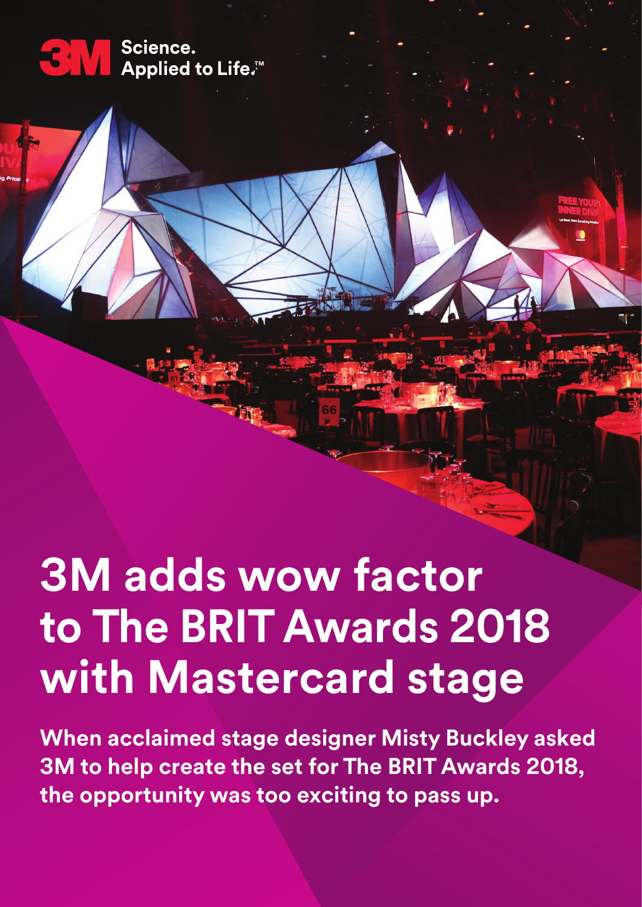3M Science. Applied to Life.™

# 3M adds wow factor to The BRIT Awards 2018 with Mastercard stage

**When acclaimed stage designer Misty Buckley asked 3M to help create the set for The BRIT Awards 2018, the opportunity was too exciting to pass up.**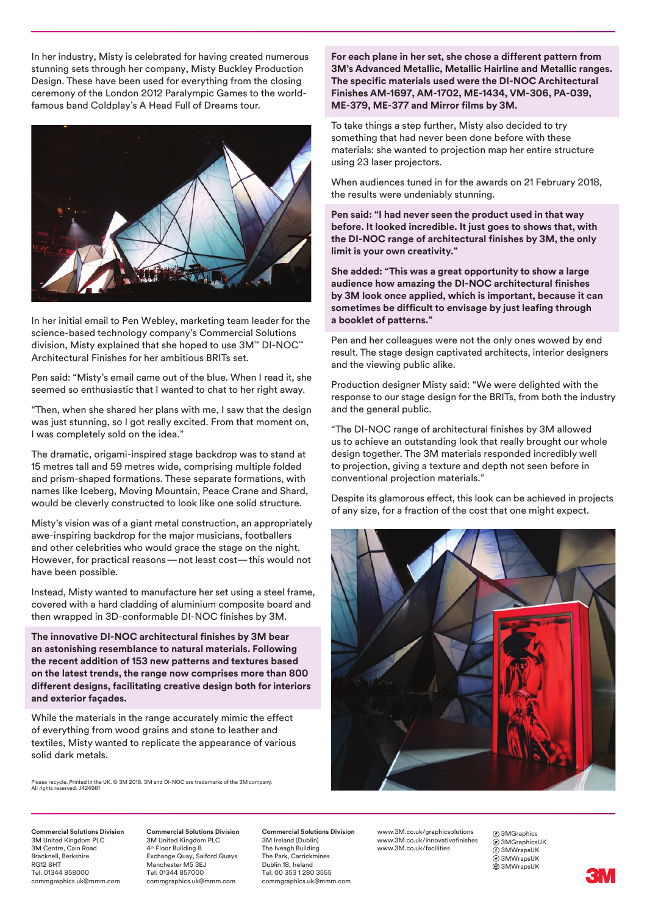In her industry, Misty is celebrated for having created numerous stunning sets through her company, Misty Buckley Production Design. These have been used for everything from the closing ceremony of the London 2012 Paralympic Games to the world-famous band Coldplay's A Head Full of Dreams tour.

In her initial email to Pen Webley, marketing team leader for the science-based technology company's Commercial Solutions division, Misty explained that she hoped to use 3M™ DI-NOC™ Architectural Finishes for her ambitious BRITs set.

Pen said: "Misty's email came out of the blue. When I read it, she seemed so enthusiastic that I wanted to chat to her right away.

"Then, when she shared her plans with me, I saw that the design was just stunning, so I got really excited. From that moment on, I was completely sold on the idea."

The dramatic, origami-inspired stage backdrop was to stand at 15 metres tall and 59 metres wide, comprising multiple folded and prism-shaped formations. These separate formations, with names like Iceberg, Moving Mountain, Peace Crane and Shard, would be cleverly constructed to look like one solid structure.

Misty's vision was of a giant metal construction, an appropriately awe-inspiring backdrop for the major musicians, footballers and other celebrities who would grace the stage on the night. However, for practical reasons — not least cost — this would not have been possible.

Instead, Misty wanted to manufacture her set using a steel frame, covered with a hard cladding of aluminium composite board and then wrapped in 3D-conformable DI-NOC finishes by 3M.

**The innovative DI-NOC architectural finishes by 3M bear an astonishing resemblance to natural materials. Following the recent addition of 153 new patterns and textures based on the latest trends, the range now comprises more than 800 different designs, facilitating creative design both for interiors and exterior façades.**

While the materials in the range accurately mimic the effect of everything from wood grains and stone to leather and textiles, Misty wanted to replicate the appearance of various solid dark metals.

**For each plane in her set, she chose a different pattern from 3M's Advanced Metallic, Metallic Hairline and Metallic ranges. The specific materials used were the DI-NOC Architectural Finishes AM-1697, AM-1702, ME-1434, VM-306, PA-039, ME-379, ME-377 and Mirror films by 3M.**

To take things a step further, Misty also decided to try something that had never been done before with these materials: she wanted to projection map her entire structure using 23 laser projectors.

When audiences tuned in for the awards on 21 February 2018, the results were undeniably stunning.

**Pen said: "I had never seen the product used in that way before. It looked incredible. It just goes to shows that, with the DI-NOC range of architectural finishes by 3M, the only limit is your own creativity."**

**She added: "This was a great opportunity to show a large audience how amazing the DI-NOC architectural finishes by 3M look once applied, which is important, because it can sometimes be difficult to envisage by just leafing through a booklet of patterns."**

Pen and her colleagues were not the only ones wowed by end result. The stage design captivated architects, interior designers and the viewing public alike.

Production designer Misty said: "We were delighted with the response to our stage design for the BRITs, from both the industry and the general public.

"The DI-NOC range of architectural finishes by 3M allowed us to achieve an outstanding look that really brought our whole design together. The 3M materials responded incredibly well to projection, giving a texture and depth not seen before in conventional projection materials."

Despite its glamorous effect, this look can be achieved in projects of any size, for a fraction of the cost that one might expect.

Please recycle. Printed in the UK. © 3M 2018. 3M and DI-NOC are trademarks of the 3M company. All rights reserved. J424981

**Commercial Solutions Division**
3M United Kingdom PLC
3M Centre, Cain Road
Bracknell, Berkshire
RG12 8HT
Tel: 01344 858000
commgraphics.uk@mmm.com

**Commercial Solutions Division**
3M United Kingdom PLC
4th Floor Building 8
Exchange Quay, Salford Quays
Manchester M5 3EJ
Tel: 01344 857000
commgraphics.uk@mmm.com

**Commercial Solutions Division**
3M Ireland (Dublin)
The Iveagh Building
The Park, Carrickmines
Dublin 18, Ireland
Tel: 00 353 1 280 3555
commgraphics.uk@mmm.com

www.3M.co.uk/graphicsolutions
www.3M.co.uk/innovativefinishes
www.3M.co.uk/facilities

3MGraphics
3MGraphicsUK
3MWrapsUK
3MWrapsUK
3MWrapsUK

3M